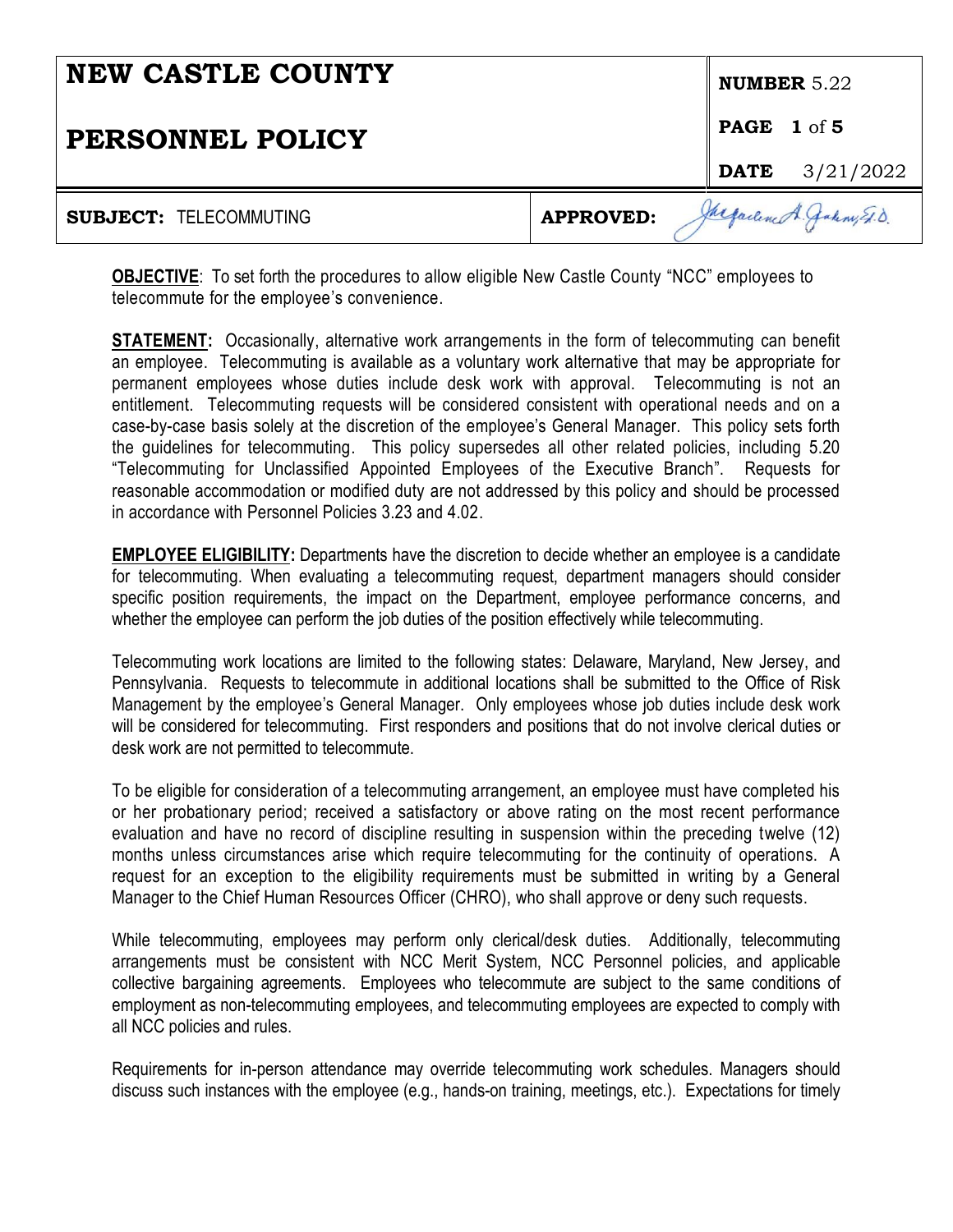| **NEW CASTLE COUNTY** | | **NUMBER** 5.22 |
|---|---|---|
| **PERSONNEL POLICY** | | **PAGE 1** of **5** |
| | | **DATE** 3/21/2022 |
| **SUBJECT:** TELECOMMUTING | **APPROVED:** | Jacqueline A. Jenkins, Ed.D. |

**OBJECTIVE**: To set forth the procedures to allow eligible New Castle County "NCC" employees to telecommute for the employee's convenience.

**STATEMENT:** Occasionally, alternative work arrangements in the form of telecommuting can benefit an employee. Telecommuting is available as a voluntary work alternative that may be appropriate for permanent employees whose duties include desk work with approval. Telecommuting is not an entitlement. Telecommuting requests will be considered consistent with operational needs and on a case-by-case basis solely at the discretion of the employee's General Manager. This policy sets forth the guidelines for telecommuting. This policy supersedes all other related policies, including 5.20 "Telecommuting for Unclassified Appointed Employees of the Executive Branch". Requests for reasonable accommodation or modified duty are not addressed by this policy and should be processed in accordance with Personnel Policies 3.23 and 4.02.

**EMPLOYEE ELIGIBILITY:** Departments have the discretion to decide whether an employee is a candidate for telecommuting. When evaluating a telecommuting request, department managers should consider specific position requirements, the impact on the Department, employee performance concerns, and whether the employee can perform the job duties of the position effectively while telecommuting.

Telecommuting work locations are limited to the following states: Delaware, Maryland, New Jersey, and Pennsylvania. Requests to telecommute in additional locations shall be submitted to the Office of Risk Management by the employee's General Manager. Only employees whose job duties include desk work will be considered for telecommuting. First responders and positions that do not involve clerical duties or desk work are not permitted to telecommute.

To be eligible for consideration of a telecommuting arrangement, an employee must have completed his or her probationary period; received a satisfactory or above rating on the most recent performance evaluation and have no record of discipline resulting in suspension within the preceding twelve (12) months unless circumstances arise which require telecommuting for the continuity of operations. A request for an exception to the eligibility requirements must be submitted in writing by a General Manager to the Chief Human Resources Officer (CHRO), who shall approve or deny such requests.

While telecommuting, employees may perform only clerical/desk duties. Additionally, telecommuting arrangements must be consistent with NCC Merit System, NCC Personnel policies, and applicable collective bargaining agreements. Employees who telecommute are subject to the same conditions of employment as non-telecommuting employees, and telecommuting employees are expected to comply with all NCC policies and rules.

Requirements for in-person attendance may override telecommuting work schedules. Managers should discuss such instances with the employee (e.g., hands-on training, meetings, etc.). Expectations for timely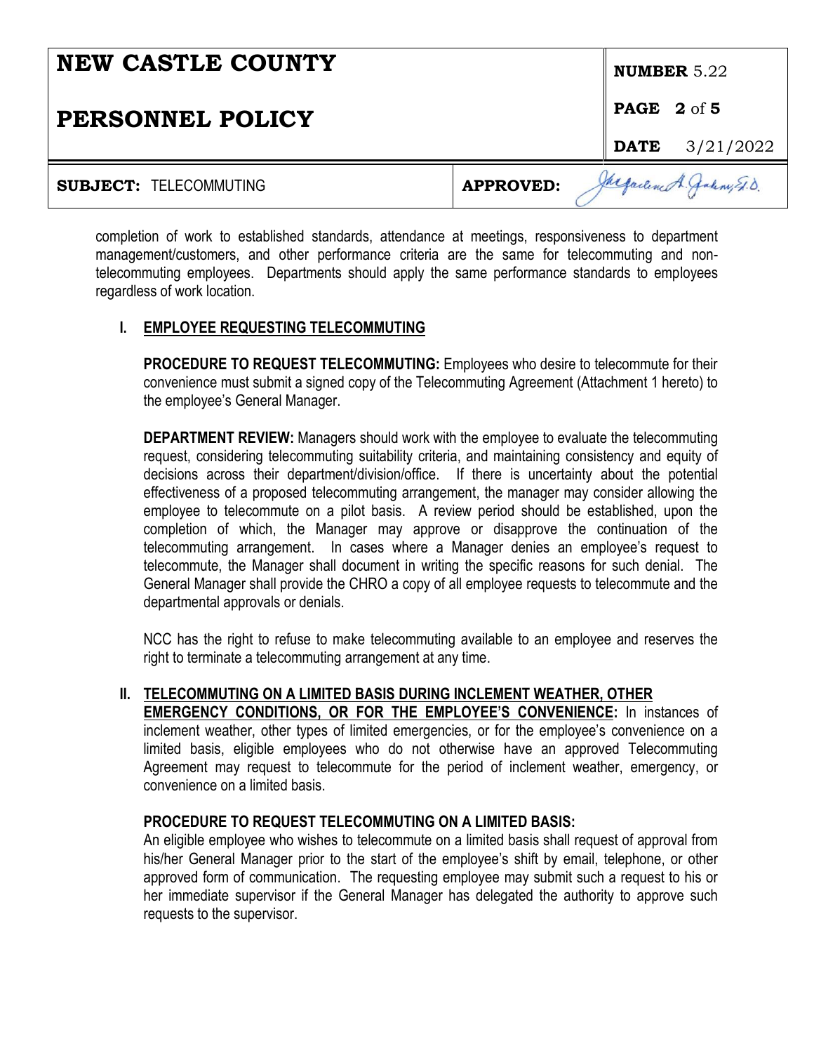completion of work to established standards, attendance at meetings, responsiveness to department management/customers, and other performance criteria are the same for telecommuting and non-telecommuting employees. Departments should apply the same performance standards to employees regardless of work location.

## I. EMPLOYEE REQUESTING TELECOMMUTING

**PROCEDURE TO REQUEST TELECOMMUTING:** Employees who desire to telecommute for their convenience must submit a signed copy of the Telecommuting Agreement (Attachment 1 hereto) to the employee's General Manager.

**DEPARTMENT REVIEW:** Managers should work with the employee to evaluate the telecommuting request, considering telecommuting suitability criteria, and maintaining consistency and equity of decisions across their department/division/office. If there is uncertainty about the potential effectiveness of a proposed telecommuting arrangement, the manager may consider allowing the employee to telecommute on a pilot basis. A review period should be established, upon the completion of which, the Manager may approve or disapprove the continuation of the telecommuting arrangement. In cases where a Manager denies an employee's request to telecommute, the Manager shall document in writing the specific reasons for such denial. The General Manager shall provide the CHRO a copy of all employee requests to telecommute and the departmental approvals or denials.

NCC has the right to refuse to make telecommuting available to an employee and reserves the right to terminate a telecommuting arrangement at any time.

## II. TELECOMMUTING ON A LIMITED BASIS DURING INCLEMENT WEATHER, OTHER EMERGENCY CONDITIONS, OR FOR THE EMPLOYEE'S CONVENIENCE:

In instances of inclement weather, other types of limited emergencies, or for the employee's convenience on a limited basis, eligible employees who do not otherwise have an approved Telecommuting Agreement may request to telecommute for the period of inclement weather, emergency, or convenience on a limited basis.

**PROCEDURE TO REQUEST TELECOMMUTING ON A LIMITED BASIS:**
An eligible employee who wishes to telecommute on a limited basis shall request of approval from his/her General Manager prior to the start of the employee's shift by email, telephone, or other approved form of communication. The requesting employee may submit such a request to his or her immediate supervisor if the General Manager has delegated the authority to approve such requests to the supervisor.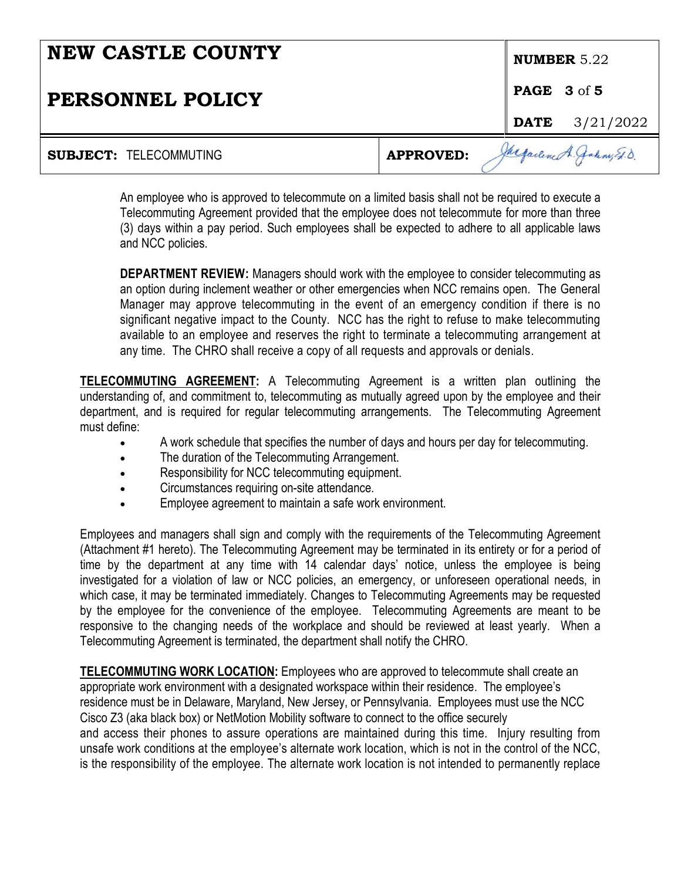An employee who is approved to telecommute on a limited basis shall not be required to execute a Telecommuting Agreement provided that the employee does not telecommute for more than three (3) days within a pay period. Such employees shall be expected to adhere to all applicable laws and NCC policies.

**DEPARTMENT REVIEW:** Managers should work with the employee to consider telecommuting as an option during inclement weather or other emergencies when NCC remains open. The General Manager may approve telecommuting in the event of an emergency condition if there is no significant negative impact to the County. NCC has the right to refuse to make telecommuting available to an employee and reserves the right to terminate a telecommuting arrangement at any time. The CHRO shall receive a copy of all requests and approvals or denials.

**TELECOMMUTING AGREEMENT:** A Telecommuting Agreement is a written plan outlining the understanding of, and commitment to, telecommuting as mutually agreed upon by the employee and their department, and is required for regular telecommuting arrangements. The Telecommuting Agreement must define:

- A work schedule that specifies the number of days and hours per day for telecommuting.
- The duration of the Telecommuting Arrangement.
- Responsibility for NCC telecommuting equipment.
- Circumstances requiring on-site attendance.
- Employee agreement to maintain a safe work environment.

Employees and managers shall sign and comply with the requirements of the Telecommuting Agreement (Attachment #1 hereto). The Telecommuting Agreement may be terminated in its entirety or for a period of time by the department at any time with 14 calendar days' notice, unless the employee is being investigated for a violation of law or NCC policies, an emergency, or unforeseen operational needs, in which case, it may be terminated immediately. Changes to Telecommuting Agreements may be requested by the employee for the convenience of the employee. Telecommuting Agreements are meant to be responsive to the changing needs of the workplace and should be reviewed at least yearly. When a Telecommuting Agreement is terminated, the department shall notify the CHRO.

**TELECOMMUTING WORK LOCATION:** Employees who are approved to telecommute shall create an appropriate work environment with a designated workspace within their residence. The employee's residence must be in Delaware, Maryland, New Jersey, or Pennsylvania. Employees must use the NCC Cisco Z3 (aka black box) or NetMotion Mobility software to connect to the office securely and access their phones to assure operations are maintained during this time. Injury resulting from unsafe work conditions at the employee's alternate work location, which is not in the control of the NCC, is the responsibility of the employee. The alternate work location is not intended to permanently replace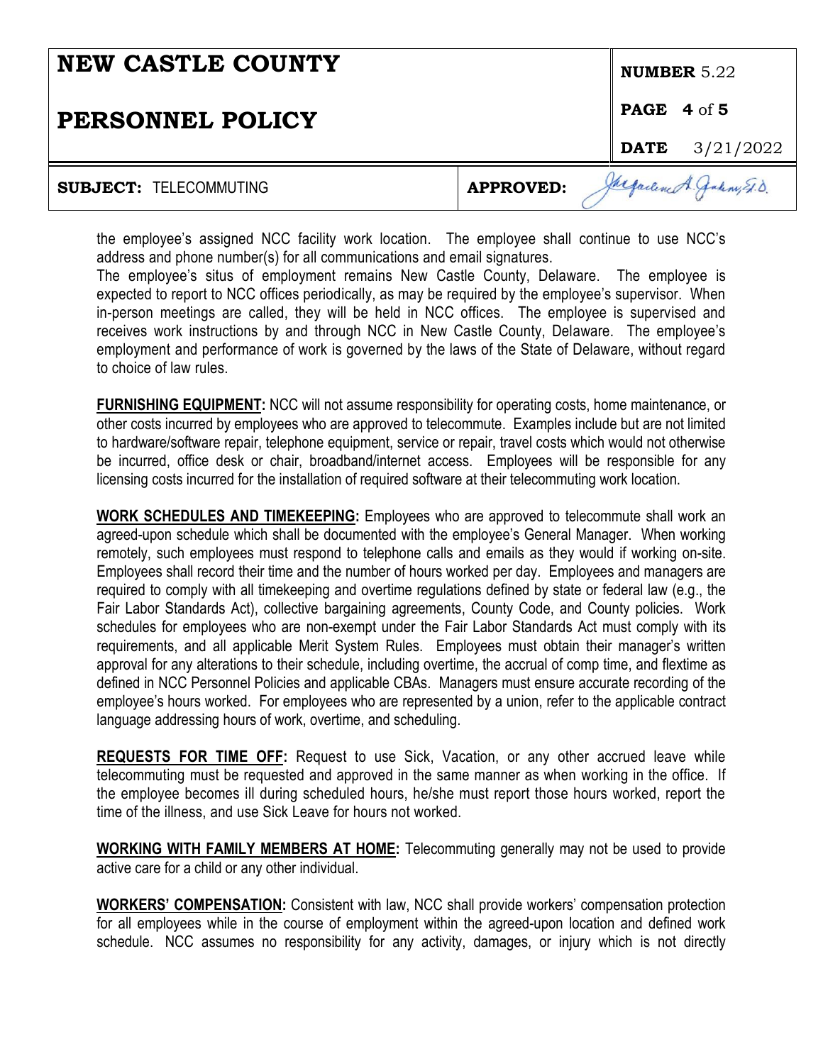the employee's assigned NCC facility work location. The employee shall continue to use NCC's address and phone number(s) for all communications and email signatures.
The employee's situs of employment remains New Castle County, Delaware. The employee is expected to report to NCC offices periodically, as may be required by the employee's supervisor. When in-person meetings are called, they will be held in NCC offices. The employee is supervised and receives work instructions by and through NCC in New Castle County, Delaware. The employee's employment and performance of work is governed by the laws of the State of Delaware, without regard to choice of law rules.

**FURNISHING EQUIPMENT:** NCC will not assume responsibility for operating costs, home maintenance, or other costs incurred by employees who are approved to telecommute. Examples include but are not limited to hardware/software repair, telephone equipment, service or repair, travel costs which would not otherwise be incurred, office desk or chair, broadband/internet access. Employees will be responsible for any licensing costs incurred for the installation of required software at their telecommuting work location.

**WORK SCHEDULES AND TIMEKEEPING:** Employees who are approved to telecommute shall work an agreed-upon schedule which shall be documented with the employee's General Manager. When working remotely, such employees must respond to telephone calls and emails as they would if working on-site. Employees shall record their time and the number of hours worked per day. Employees and managers are required to comply with all timekeeping and overtime regulations defined by state or federal law (e.g., the Fair Labor Standards Act), collective bargaining agreements, County Code, and County policies. Work schedules for employees who are non-exempt under the Fair Labor Standards Act must comply with its requirements, and all applicable Merit System Rules. Employees must obtain their manager's written approval for any alterations to their schedule, including overtime, the accrual of comp time, and flextime as defined in NCC Personnel Policies and applicable CBAs. Managers must ensure accurate recording of the employee's hours worked. For employees who are represented by a union, refer to the applicable contract language addressing hours of work, overtime, and scheduling.

**REQUESTS FOR TIME OFF:** Request to use Sick, Vacation, or any other accrued leave while telecommuting must be requested and approved in the same manner as when working in the office. If the employee becomes ill during scheduled hours, he/she must report those hours worked, report the time of the illness, and use Sick Leave for hours not worked.

**WORKING WITH FAMILY MEMBERS AT HOME:** Telecommuting generally may not be used to provide active care for a child or any other individual.

**WORKERS' COMPENSATION:** Consistent with law, NCC shall provide workers' compensation protection for all employees while in the course of employment within the agreed-upon location and defined work schedule. NCC assumes no responsibility for any activity, damages, or injury which is not directly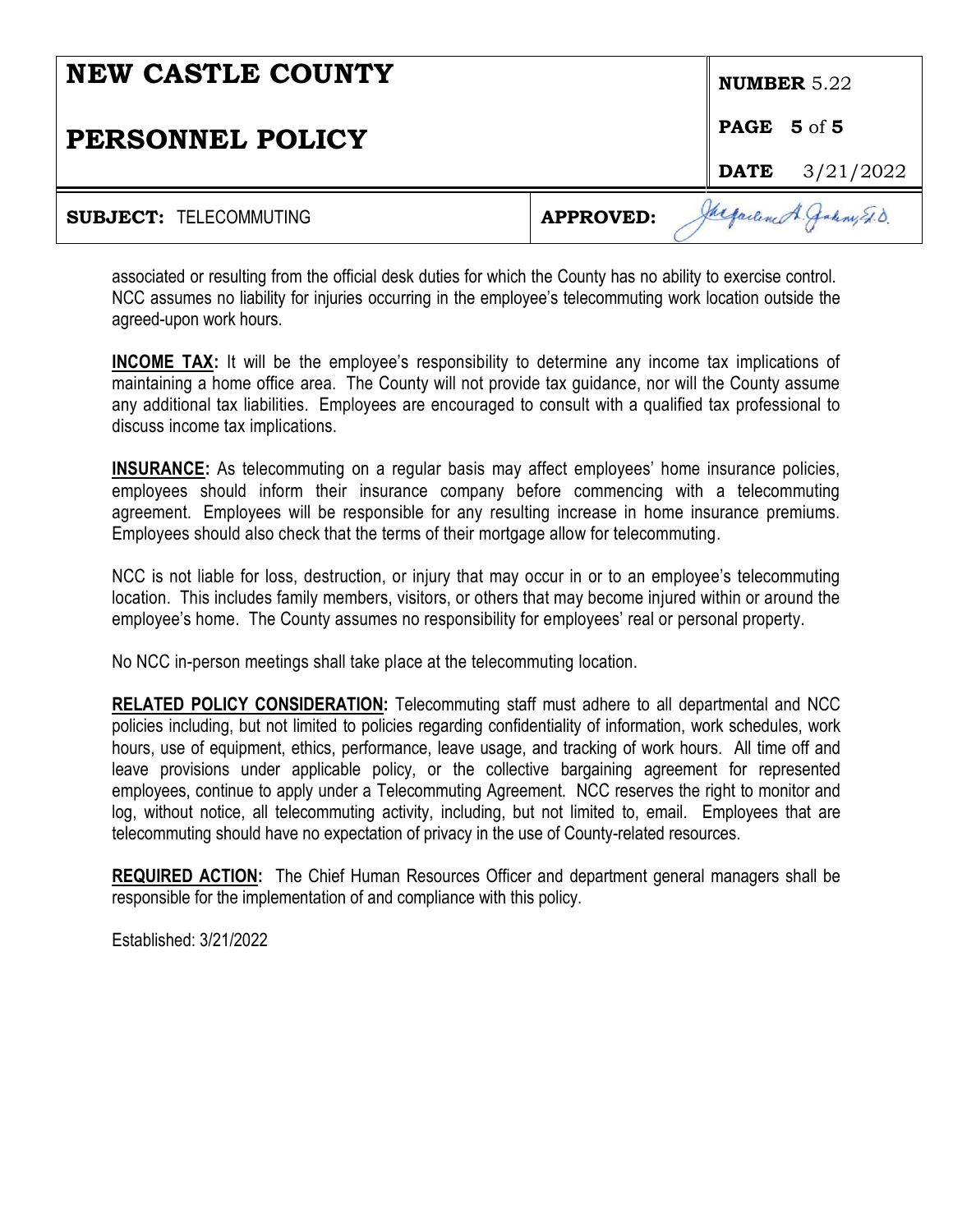associated or resulting from the official desk duties for which the County has no ability to exercise control. NCC assumes no liability for injuries occurring in the employee's telecommuting work location outside the agreed-upon work hours.

**INCOME TAX:** It will be the employee's responsibility to determine any income tax implications of maintaining a home office area. The County will not provide tax guidance, nor will the County assume any additional tax liabilities. Employees are encouraged to consult with a qualified tax professional to discuss income tax implications.

**INSURANCE:** As telecommuting on a regular basis may affect employees' home insurance policies, employees should inform their insurance company before commencing with a telecommuting agreement. Employees will be responsible for any resulting increase in home insurance premiums. Employees should also check that the terms of their mortgage allow for telecommuting.

NCC is not liable for loss, destruction, or injury that may occur in or to an employee's telecommuting location. This includes family members, visitors, or others that may become injured within or around the employee's home. The County assumes no responsibility for employees' real or personal property.

No NCC in-person meetings shall take place at the telecommuting location.

**RELATED POLICY CONSIDERATION:** Telecommuting staff must adhere to all departmental and NCC policies including, but not limited to policies regarding confidentiality of information, work schedules, work hours, use of equipment, ethics, performance, leave usage, and tracking of work hours. All time off and leave provisions under applicable policy, or the collective bargaining agreement for represented employees, continue to apply under a Telecommuting Agreement. NCC reserves the right to monitor and log, without notice, all telecommuting activity, including, but not limited to, email. Employees that are telecommuting should have no expectation of privacy in the use of County-related resources.

**REQUIRED ACTION:** The Chief Human Resources Officer and department general managers shall be responsible for the implementation of and compliance with this policy.

Established: 3/21/2022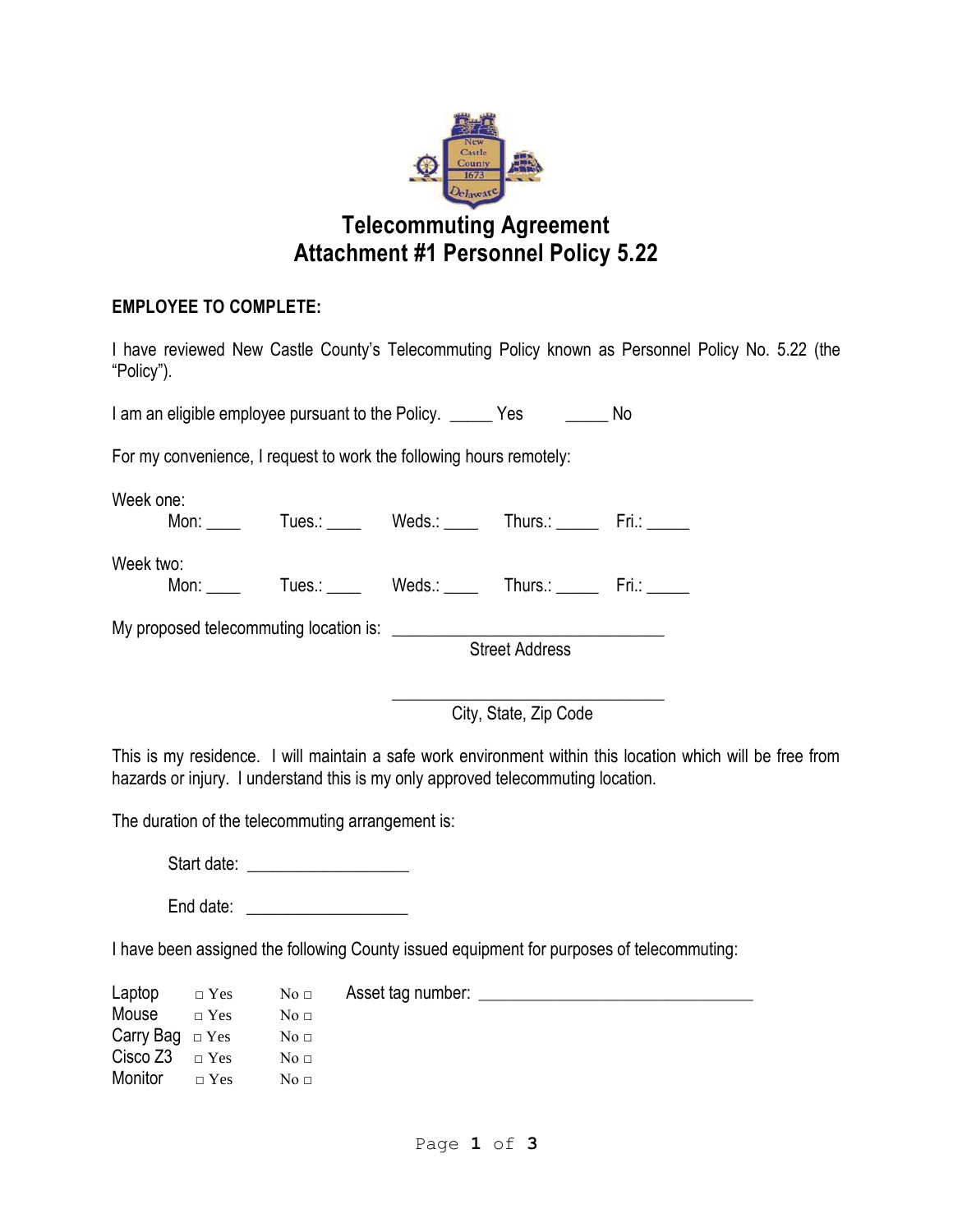# Telecommuting Agreement
# Attachment #1 Personnel Policy 5.22

**EMPLOYEE TO COMPLETE:**

I have reviewed New Castle County's Telecommuting Policy known as Personnel Policy No. 5.22 (the "Policy").

I am an eligible employee pursuant to the Policy. _____ Yes _____ No

For my convenience, I request to work the following hours remotely:

Week one:
Mon: ____ Tues.: ____ Weds.: ____ Thurs.: _____ Fri.: _____

Week two:
Mon: ____ Tues.: ____ Weds.: ____ Thurs.: _____ Fri.: _____

My proposed telecommuting location is: _______________________________
Street Address

_______________________________
City, State, Zip Code

This is my residence. I will maintain a safe work environment within this location which will be free from hazards or injury. I understand this is my only approved telecommuting location.

The duration of the telecommuting arrangement is:

Start date: __________________

End date: __________________

I have been assigned the following County issued equipment for purposes of telecommuting:

| | | | |
|---|---|---|---|
| Laptop | □ Yes | No □ | Asset tag number: _______________________________ |
| Mouse | □ Yes | No □ | |
| Carry Bag | □ Yes | No □ | |
| Cisco Z3 | □ Yes | No □ | |
| Monitor | □ Yes | No □ | |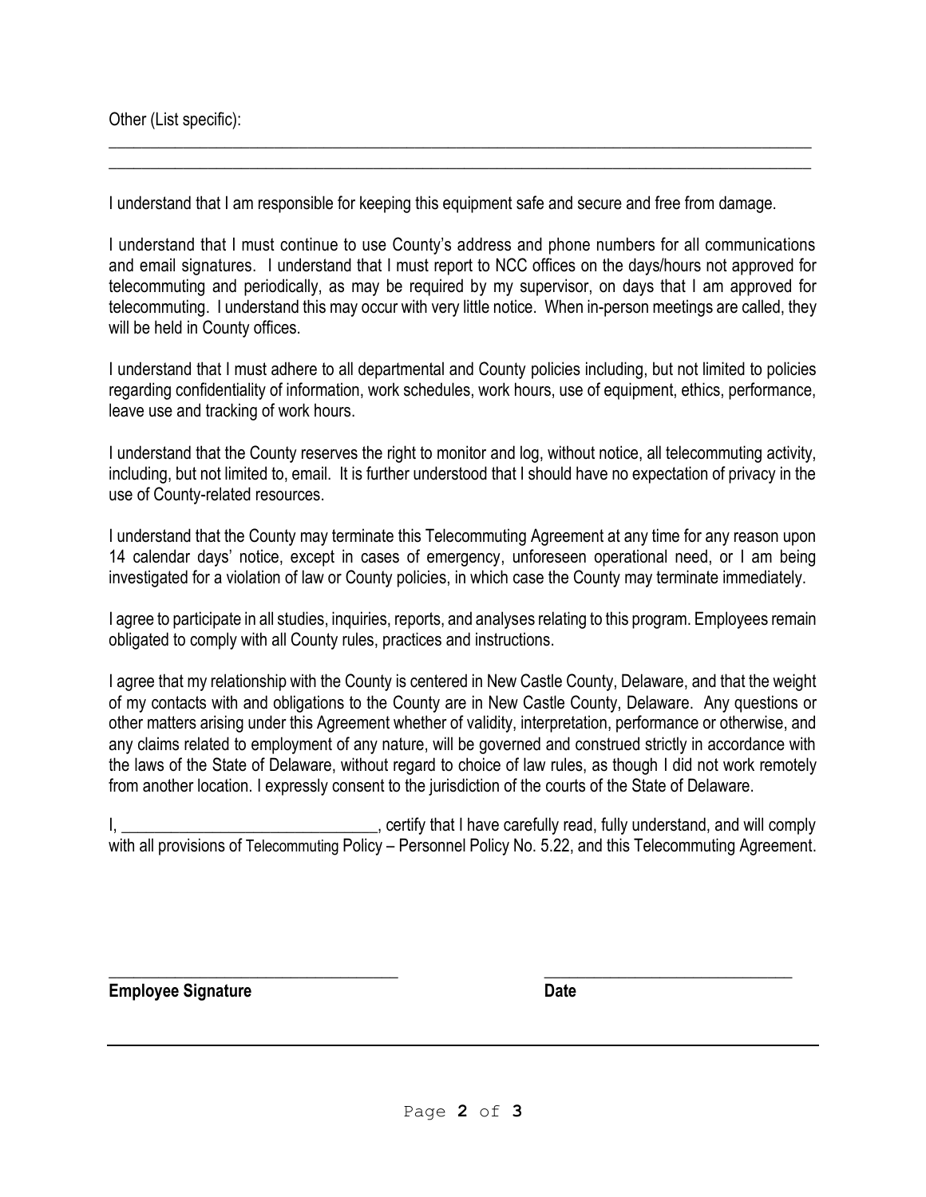Other (List specific):

\_\_\_\_\_\_\_\_\_\_\_\_\_\_\_\_\_\_\_\_\_\_\_\_\_\_\_\_\_\_\_\_\_\_\_\_\_\_\_\_\_\_\_\_\_\_\_\_\_\_\_\_\_\_\_\_\_\_\_\_\_\_\_\_\_\_\_\_\_\_\_\_\_\_\_\_\_\_\_\_\_\_\_\_\_\_\_\_

\_\_\_\_\_\_\_\_\_\_\_\_\_\_\_\_\_\_\_\_\_\_\_\_\_\_\_\_\_\_\_\_\_\_\_\_\_\_\_\_\_\_\_\_\_\_\_\_\_\_\_\_\_\_\_\_\_\_\_\_\_\_\_\_\_\_\_\_\_\_\_\_\_\_\_\_\_\_\_\_\_\_\_\_\_\_\_\_

I understand that I am responsible for keeping this equipment safe and secure and free from damage.

I understand that I must continue to use County's address and phone numbers for all communications and email signatures. I understand that I must report to NCC offices on the days/hours not approved for telecommuting and periodically, as may be required by my supervisor, on days that I am approved for telecommuting. I understand this may occur with very little notice. When in-person meetings are called, they will be held in County offices.

I understand that I must adhere to all departmental and County policies including, but not limited to policies regarding confidentiality of information, work schedules, work hours, use of equipment, ethics, performance, leave use and tracking of work hours.

I understand that the County reserves the right to monitor and log, without notice, all telecommuting activity, including, but not limited to, email. It is further understood that I should have no expectation of privacy in the use of County-related resources.

I understand that the County may terminate this Telecommuting Agreement at any time for any reason upon 14 calendar days' notice, except in cases of emergency, unforeseen operational need, or I am being investigated for a violation of law or County policies, in which case the County may terminate immediately.

I agree to participate in all studies, inquiries, reports, and analyses relating to this program. Employees remain obligated to comply with all County rules, practices and instructions.

I agree that my relationship with the County is centered in New Castle County, Delaware, and that the weight of my contacts with and obligations to the County are in New Castle County, Delaware. Any questions or other matters arising under this Agreement whether of validity, interpretation, performance or otherwise, and any claims related to employment of any nature, will be governed and construed strictly in accordance with the laws of the State of Delaware, without regard to choice of law rules, as though I did not work remotely from another location. I expressly consent to the jurisdiction of the courts of the State of Delaware.

I, \_\_\_\_\_\_\_\_\_\_\_\_\_\_\_\_\_\_\_\_\_\_\_\_\_\_\_\_\_\_\_, certify that I have carefully read, fully understand, and will comply with all provisions of Telecommuting Policy – Personnel Policy No. 5.22, and this Telecommuting Agreement.

\_\_\_\_\_\_\_\_\_\_\_\_\_\_\_\_\_\_\_\_\_\_\_\_\_\_\_\_\_\_\_\_\_\_\_ \_\_\_\_\_\_\_\_\_\_\_\_\_\_\_\_\_\_\_\_\_\_\_\_\_\_\_\_\_\_\_

**Employee Signature** **Date**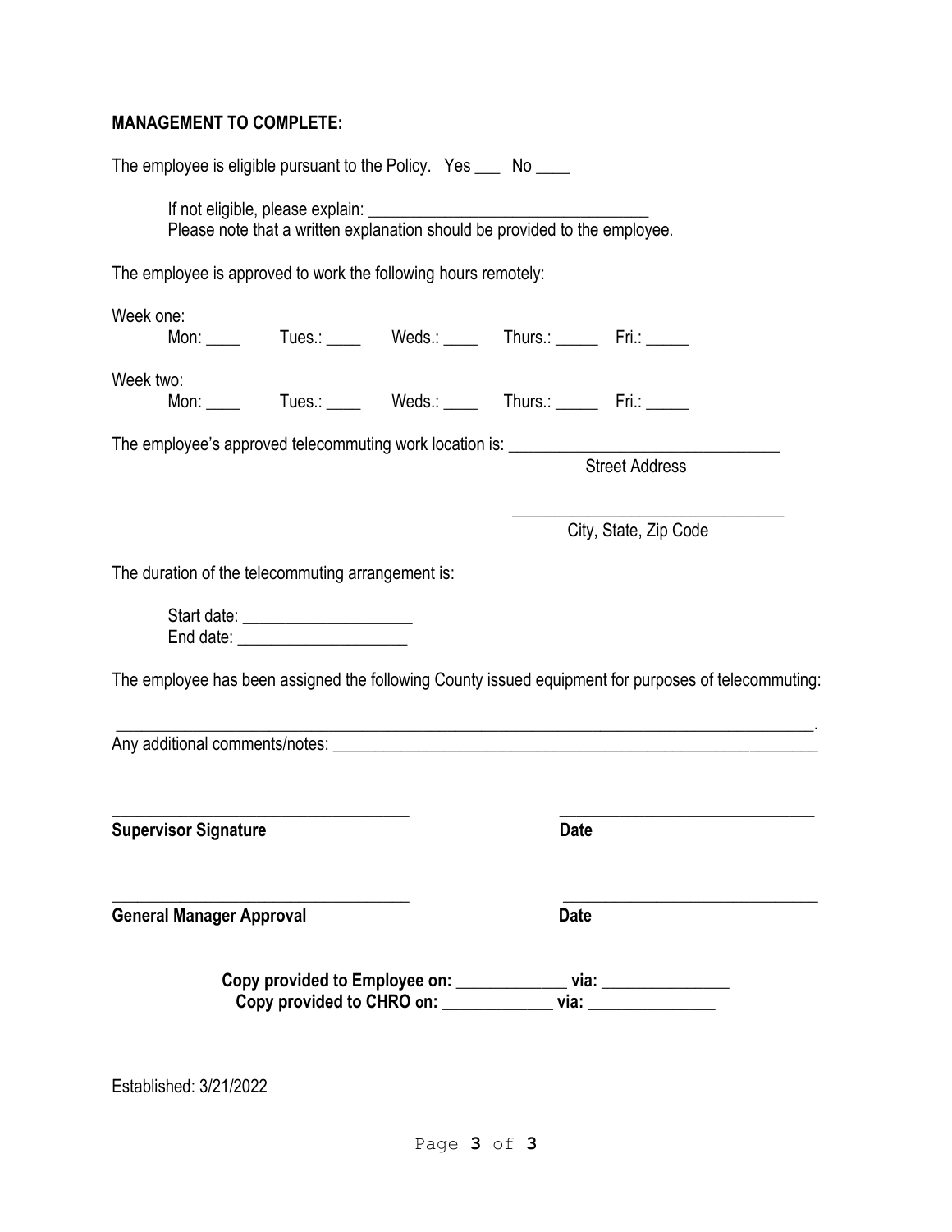**MANAGEMENT TO COMPLETE:**

The employee is eligible pursuant to the Policy. Yes ___ No ____

If not eligible, please explain: ________________________________
Please note that a written explanation should be provided to the employee.

The employee is approved to work the following hours remotely:

Week one:
Mon: ____ Tues.: ____ Weds.: ____ Thurs.: _____ Fri.: _____

Week two:
Mon: ____ Tues.: ____ Weds.: ____ Thurs.: _____ Fri.: _____

The employee's approved telecommuting work location is: ______________________________
Street Address

______________________________
City, State, Zip Code

The duration of the telecommuting arrangement is:

Start date: ___________________
End date: ___________________

The employee has been assigned the following County issued equipment for purposes of telecommuting:

________________________________________________________________________________.

Any additional comments/notes: ________________________________________________________

_________________________________ _____________________________
**Supervisor Signature** **Date**

_________________________________ _____________________________
**General Manager Approval** **Date**

**Copy provided to Employee on: ____________ via: ______________**
**Copy provided to CHRO on: ____________ via: ______________**

Established: 3/21/2022